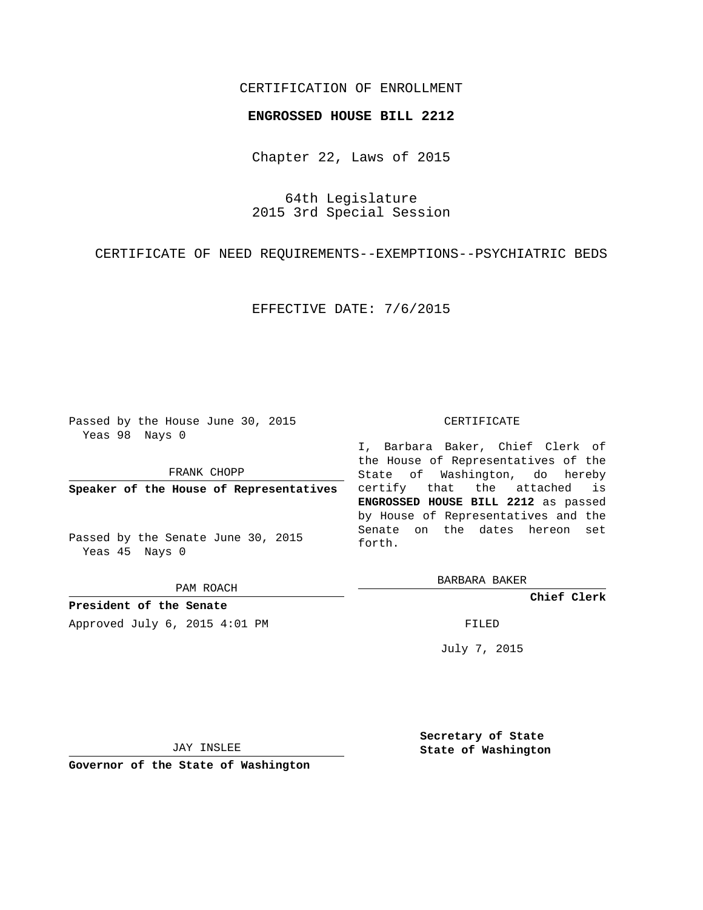CERTIFICATION OF ENROLLMENT

**ENGROSSED HOUSE BILL 2212**

Chapter 22, Laws of 2015

64th Legislature
2015 3rd Special Session

CERTIFICATE OF NEED REQUIREMENTS--EXEMPTIONS--PSYCHIATRIC BEDS

EFFECTIVE DATE: 7/6/2015

Passed by the House June 30, 2015
Yeas 98 Nays 0

FRANK CHOPP

**Speaker of the House of Representatives**

Passed by the Senate June 30, 2015
Yeas 45 Nays 0

PAM ROACH

**President of the Senate**

Approved July 6, 2015 4:01 PM

JAY INSLEE

**Governor of the State of Washington**

CERTIFICATE

I, Barbara Baker, Chief Clerk of the House of Representatives of the State of Washington, do hereby certify that the attached is **ENGROSSED HOUSE BILL 2212** as passed by House of Representatives and the Senate on the dates hereon set forth.

BARBARA BAKER

**Chief Clerk**

FILED

July 7, 2015

**Secretary of State**
**State of Washington**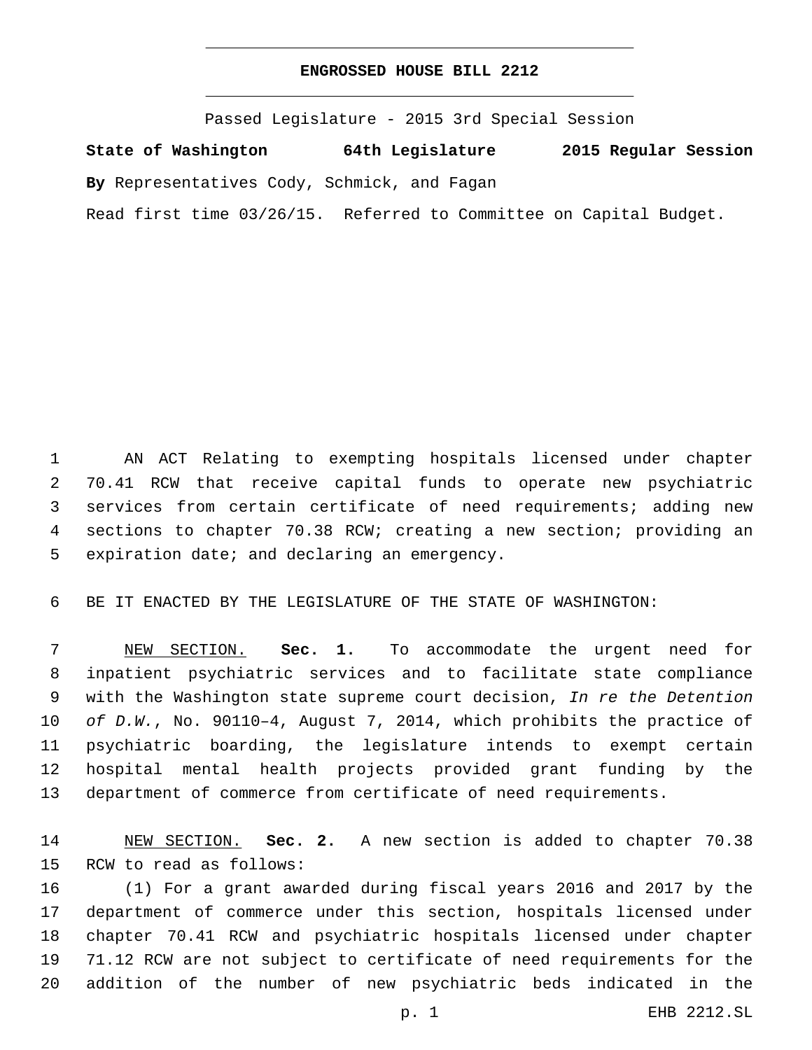# ENGROSSED HOUSE BILL 2212

Passed Legislature - 2015 3rd Special Session

**State of Washington 64th Legislature 2015 Regular Session**

**By** Representatives Cody, Schmick, and Fagan

Read first time 03/26/15. Referred to Committee on Capital Budget.

AN ACT Relating to exempting hospitals licensed under chapter 70.41 RCW that receive capital funds to operate new psychiatric services from certain certificate of need requirements; adding new sections to chapter 70.38 RCW; creating a new section; providing an expiration date; and declaring an emergency.

BE IT ENACTED BY THE LEGISLATURE OF THE STATE OF WASHINGTON:

NEW SECTION. **Sec. 1.** To accommodate the urgent need for inpatient psychiatric services and to facilitate state compliance with the Washington state supreme court decision, *In re the Detention of D.W.*, No. 90110–4, August 7, 2014, which prohibits the practice of psychiatric boarding, the legislature intends to exempt certain hospital mental health projects provided grant funding by the department of commerce from certificate of need requirements.

NEW SECTION. **Sec. 2.** A new section is added to chapter 70.38 RCW to read as follows:

(1) For a grant awarded during fiscal years 2016 and 2017 by the department of commerce under this section, hospitals licensed under chapter 70.41 RCW and psychiatric hospitals licensed under chapter 71.12 RCW are not subject to certificate of need requirements for the addition of the number of new psychiatric beds indicated in the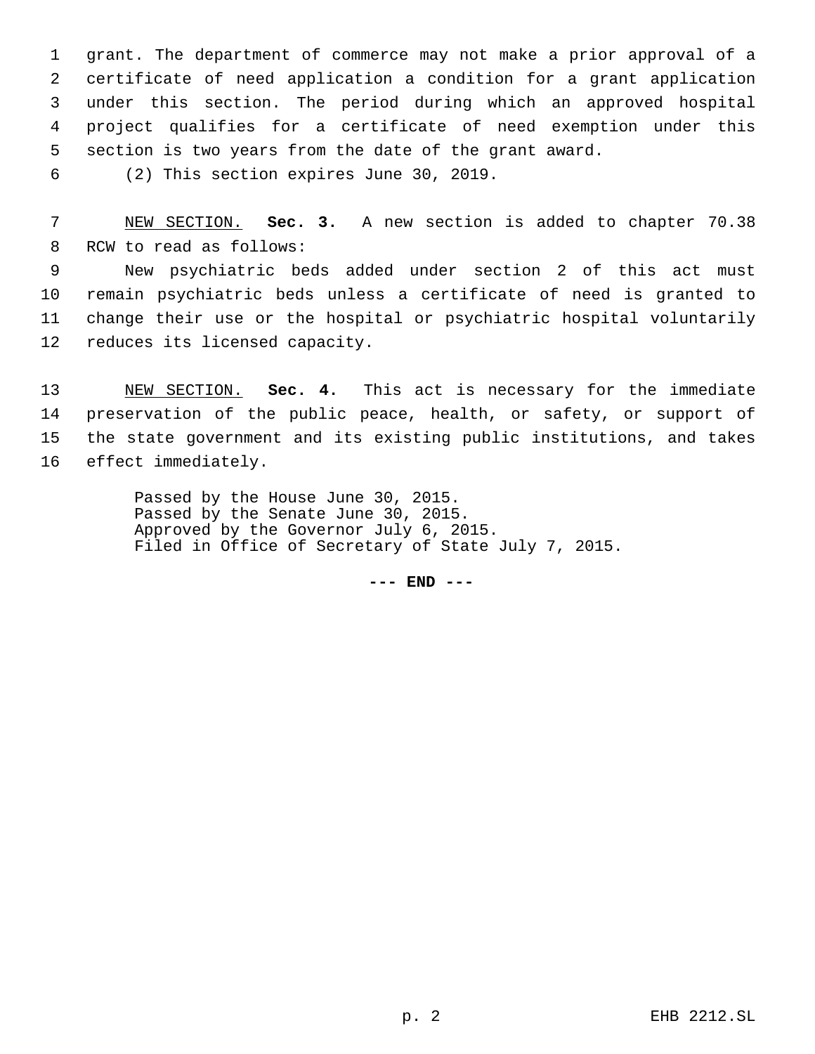grant. The department of commerce may not make a prior approval of a certificate of need application a condition for a grant application under this section. The period during which an approved hospital project qualifies for a certificate of need exemption under this section is two years from the date of the grant award.

(2) This section expires June 30, 2019.

NEW SECTION. **Sec. 3.** A new section is added to chapter 70.38 RCW to read as follows:

New psychiatric beds added under section 2 of this act must remain psychiatric beds unless a certificate of need is granted to change their use or the hospital or psychiatric hospital voluntarily reduces its licensed capacity.

NEW SECTION. **Sec. 4.** This act is necessary for the immediate preservation of the public peace, health, or safety, or support of the state government and its existing public institutions, and takes effect immediately.

Passed by the House June 30, 2015.
Passed by the Senate June 30, 2015.
Approved by the Governor July 6, 2015.
Filed in Office of Secretary of State July 7, 2015.

**--- END ---**